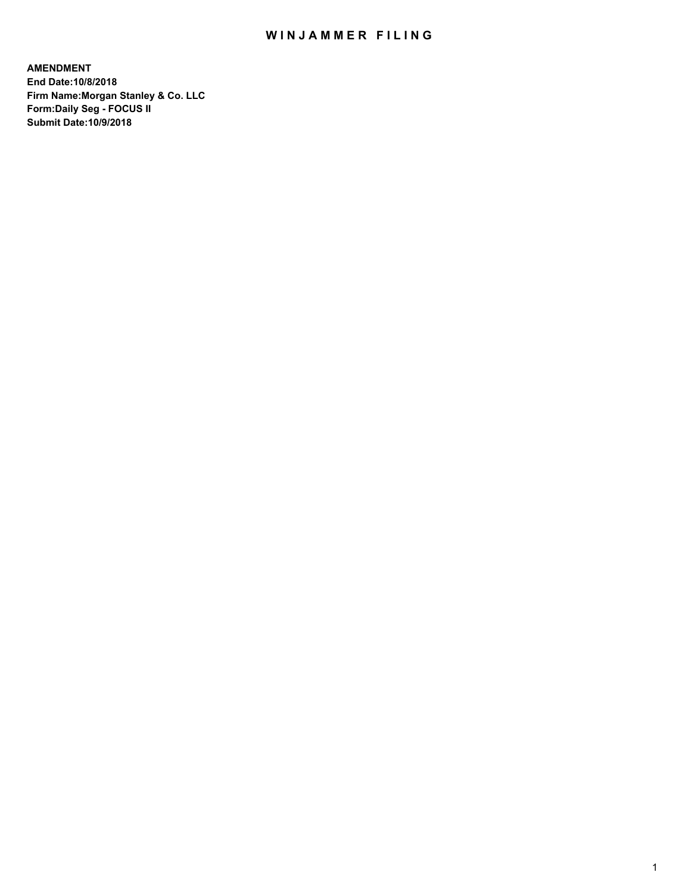# WINJAMMER FILING

**AMENDMENT**
**End Date:10/8/2018**
**Firm Name:Morgan Stanley & Co. LLC**
**Form:Daily Seg - FOCUS II**
**Submit Date:10/9/2018**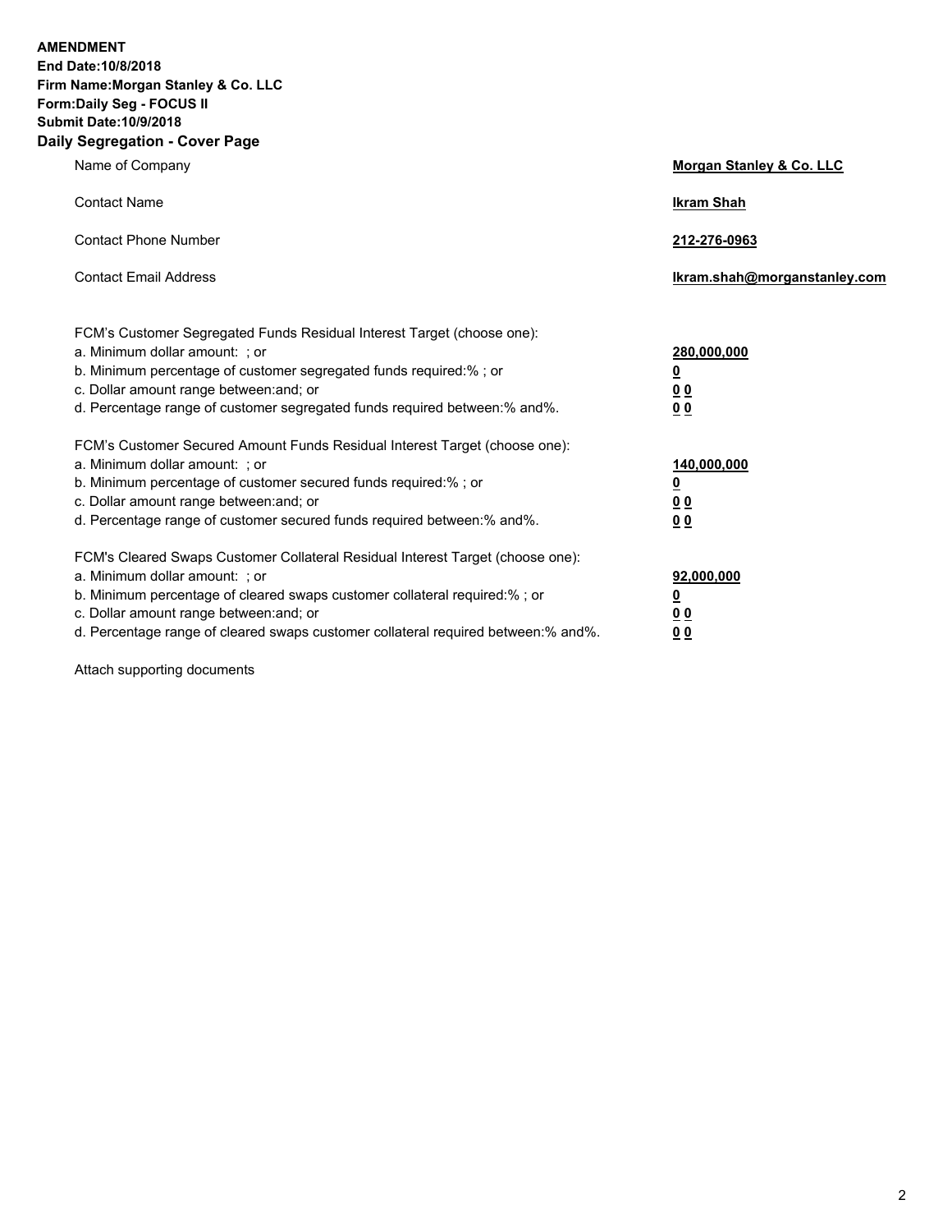**AMENDMENT**
**End Date:10/8/2018**
**Firm Name:Morgan Stanley & Co. LLC**
**Form:Daily Seg - FOCUS II**
**Submit Date:10/9/2018**

## Daily Segregation - Cover Page

| | |
|---|---|
| Name of Company | **Morgan Stanley & Co. LLC** |
| Contact Name | **Ikram Shah** |
| Contact Phone Number | **212-276-0963** |
| Contact Email Address | **Ikram.shah@morganstanley.com** |

| | |
|---|---|
| FCM's Customer Segregated Funds Residual Interest Target (choose one): | |
| a. Minimum dollar amount: ; or | **280,000,000** |
| b. Minimum percentage of customer segregated funds required:% ; or | **0** |
| c. Dollar amount range between:and; or | **0 0** |
| d. Percentage range of customer segregated funds required between:% and%. | **0 0** |
| FCM's Customer Secured Amount Funds Residual Interest Target (choose one): | |
| a. Minimum dollar amount: ; or | **140,000,000** |
| b. Minimum percentage of customer secured funds required:% ; or | **0** |
| c. Dollar amount range between:and; or | **0 0** |
| d. Percentage range of customer secured funds required between:% and%. | **0 0** |
| FCM's Cleared Swaps Customer Collateral Residual Interest Target (choose one): | |
| a. Minimum dollar amount: ; or | **92,000,000** |
| b. Minimum percentage of cleared swaps customer collateral required:% ; or | **0** |
| c. Dollar amount range between:and; or | **0 0** |
| d. Percentage range of cleared swaps customer collateral required between:% and%. | **0 0** |

Attach supporting documents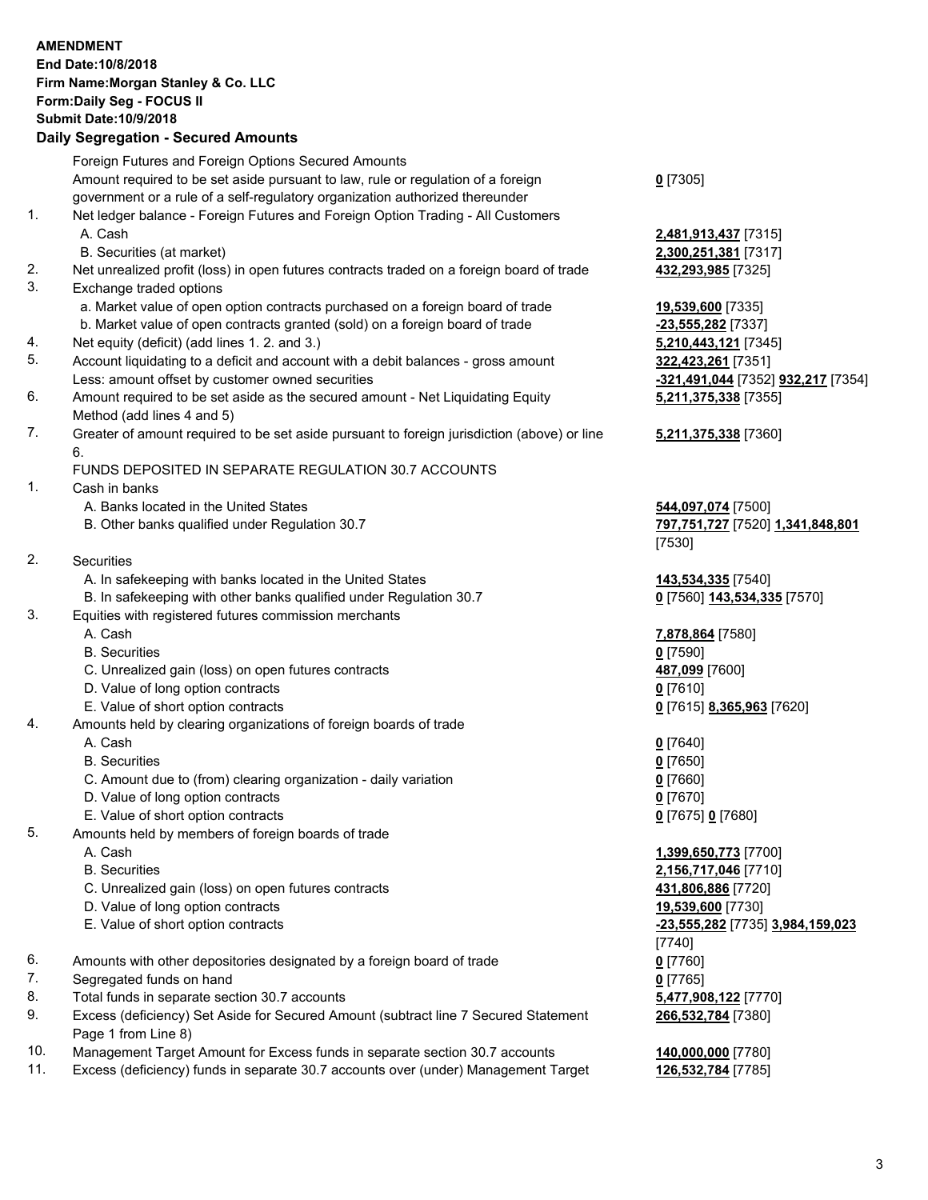**AMENDMENT**
**End Date:10/8/2018**
**Firm Name:Morgan Stanley & Co. LLC**
**Form:Daily Seg - FOCUS II**
**Submit Date:10/9/2018**

### Daily Segregation - Secured Amounts

| | | |
|---|---|---|
| | Foreign Futures and Foreign Options Secured Amounts | |
| | Amount required to be set aside pursuant to law, rule or regulation of a foreign government or a rule of a self-regulatory organization authorized thereunder | **0** [7305] |
| 1. | Net ledger balance - Foreign Futures and Foreign Option Trading - All Customers | |
| | A. Cash | **2,481,913,437** [7315] |
| | B. Securities (at market) | **2,300,251,381** [7317] |
| 2. | Net unrealized profit (loss) in open futures contracts traded on a foreign board of trade | **432,293,985** [7325] |
| 3. | Exchange traded options | |
| | a. Market value of open option contracts purchased on a foreign board of trade | **19,539,600** [7335] |
| | b. Market value of open contracts granted (sold) on a foreign board of trade | **-23,555,282** [7337] |
| 4. | Net equity (deficit) (add lines 1. 2. and 3.) | **5,210,443,121** [7345] |
| 5. | Account liquidating to a deficit and account with a debit balances - gross amount | **322,423,261** [7351] |
| | Less: amount offset by customer owned securities | **-321,491,044** [7352] **932,217** [7354] |
| 6. | Amount required to be set aside as the secured amount - Net Liquidating Equity Method (add lines 4 and 5) | **5,211,375,338** [7355] |
| 7. | Greater of amount required to be set aside pursuant to foreign jurisdiction (above) or line 6. | **5,211,375,338** [7360] |
| | FUNDS DEPOSITED IN SEPARATE REGULATION 30.7 ACCOUNTS | |
| 1. | Cash in banks | |
| | A. Banks located in the United States | **544,097,074** [7500] |
| | B. Other banks qualified under Regulation 30.7 | **797,751,727** [7520] **1,341,848,801** [7530] |
| 2. | Securities | |
| | A. In safekeeping with banks located in the United States | **143,534,335** [7540] |
| | B. In safekeeping with other banks qualified under Regulation 30.7 | **0** [7560] **143,534,335** [7570] |
| 3. | Equities with registered futures commission merchants | |
| | A. Cash | **7,878,864** [7580] |
| | B. Securities | **0** [7590] |
| | C. Unrealized gain (loss) on open futures contracts | **487,099** [7600] |
| | D. Value of long option contracts | **0** [7610] |
| | E. Value of short option contracts | **0** [7615] **8,365,963** [7620] |
| 4. | Amounts held by clearing organizations of foreign boards of trade | |
| | A. Cash | **0** [7640] |
| | B. Securities | **0** [7650] |
| | C. Amount due to (from) clearing organization - daily variation | **0** [7660] |
| | D. Value of long option contracts | **0** [7670] |
| | E. Value of short option contracts | **0** [7675] **0** [7680] |
| 5. | Amounts held by members of foreign boards of trade | |
| | A. Cash | **1,399,650,773** [7700] |
| | B. Securities | **2,156,717,046** [7710] |
| | C. Unrealized gain (loss) on open futures contracts | **431,806,886** [7720] |
| | D. Value of long option contracts | **19,539,600** [7730] |
| | E. Value of short option contracts | **-23,555,282** [7735] **3,984,159,023** [7740] |
| 6. | Amounts with other depositories designated by a foreign board of trade | **0** [7760] |
| 7. | Segregated funds on hand | **0** [7765] |
| 8. | Total funds in separate section 30.7 accounts | **5,477,908,122** [7770] |
| 9. | Excess (deficiency) Set Aside for Secured Amount (subtract line 7 Secured Statement Page 1 from Line 8) | **266,532,784** [7380] |
| 10. | Management Target Amount for Excess funds in separate section 30.7 accounts | **140,000,000** [7780] |
| 11. | Excess (deficiency) funds in separate 30.7 accounts over (under) Management Target | **126,532,784** [7785] |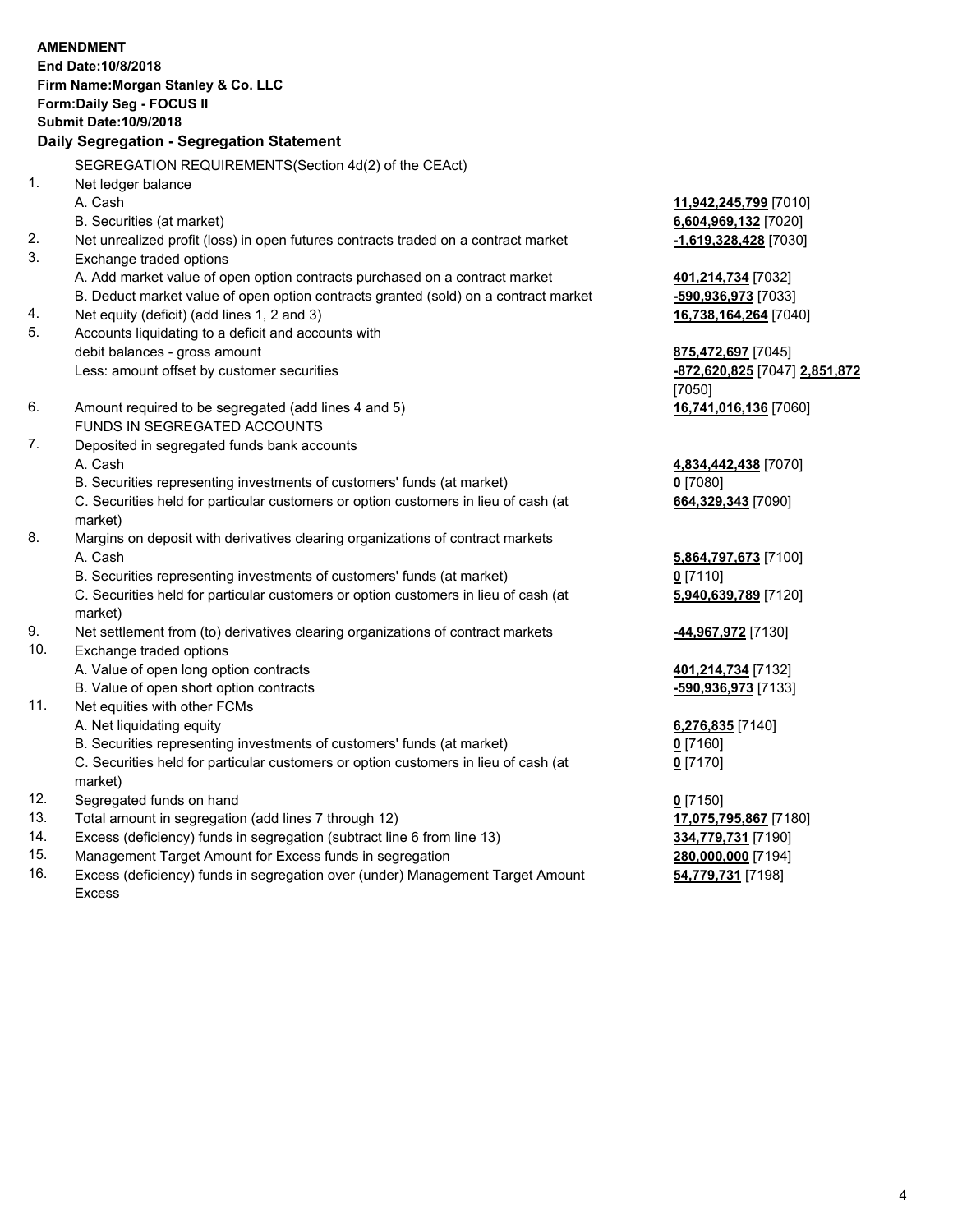**AMENDMENT**
**End Date:10/8/2018**
**Firm Name:Morgan Stanley & Co. LLC**
**Form:Daily Seg - FOCUS II**
**Submit Date:10/9/2018**

## Daily Segregation - Segregation Statement

SEGREGATION REQUIREMENTS(Section 4d(2) of the CEAct)

| | | |
|---|---|---|
| 1. | Net ledger balance | |
| | A. Cash | **11,942,245,799** [7010] |
| | B. Securities (at market) | **6,604,969,132** [7020] |
| 2. | Net unrealized profit (loss) in open futures contracts traded on a contract market | **-1,619,328,428** [7030] |
| 3. | Exchange traded options | |
| | A. Add market value of open option contracts purchased on a contract market | **401,214,734** [7032] |
| | B. Deduct market value of open option contracts granted (sold) on a contract market | **-590,936,973** [7033] |
| 4. | Net equity (deficit) (add lines 1, 2 and 3) | **16,738,164,264** [7040] |
| 5. | Accounts liquidating to a deficit and accounts with debit balances - gross amount | **875,472,697** [7045] |
| | Less: amount offset by customer securities | **-872,620,825** [7047] **2,851,872** [7050] |
| 6. | Amount required to be segregated (add lines 4 and 5) | **16,741,016,136** [7060] |
| | FUNDS IN SEGREGATED ACCOUNTS | |
| 7. | Deposited in segregated funds bank accounts | |
| | A. Cash | **4,834,442,438** [7070] |
| | B. Securities representing investments of customers' funds (at market) | **0** [7080] |
| | C. Securities held for particular customers or option customers in lieu of cash (at market) | **664,329,343** [7090] |
| 8. | Margins on deposit with derivatives clearing organizations of contract markets | |
| | A. Cash | **5,864,797,673** [7100] |
| | B. Securities representing investments of customers' funds (at market) | **0** [7110] |
| | C. Securities held for particular customers or option customers in lieu of cash (at market) | **5,940,639,789** [7120] |
| 9. | Net settlement from (to) derivatives clearing organizations of contract markets | **-44,967,972** [7130] |
| 10. | Exchange traded options | |
| | A. Value of open long option contracts | **401,214,734** [7132] |
| | B. Value of open short option contracts | **-590,936,973** [7133] |
| 11. | Net equities with other FCMs | |
| | A. Net liquidating equity | **6,276,835** [7140] |
| | B. Securities representing investments of customers' funds (at market) | **0** [7160] |
| | C. Securities held for particular customers or option customers in lieu of cash (at market) | **0** [7170] |
| 12. | Segregated funds on hand | **0** [7150] |
| 13. | Total amount in segregation (add lines 7 through 12) | **17,075,795,867** [7180] |
| 14. | Excess (deficiency) funds in segregation (subtract line 6 from line 13) | **334,779,731** [7190] |
| 15. | Management Target Amount for Excess funds in segregation | **280,000,000** [7194] |
| 16. | Excess (deficiency) funds in segregation over (under) Management Target Amount Excess | **54,779,731** [7198] |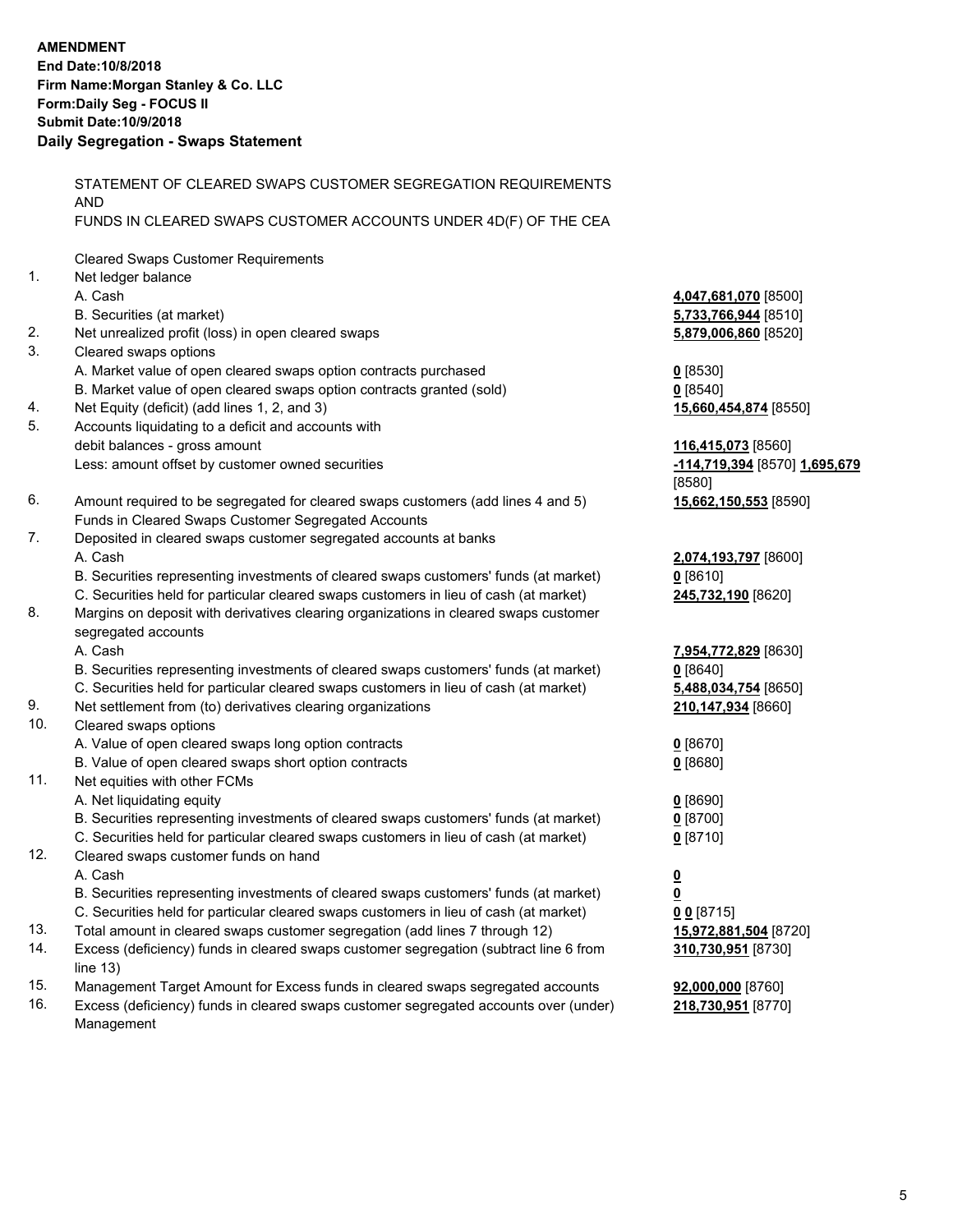**AMENDMENT**
**End Date:10/8/2018**
**Firm Name:Morgan Stanley & Co. LLC**
**Form:Daily Seg - FOCUS II**
**Submit Date:10/9/2018**
**Daily Segregation - Swaps Statement**

STATEMENT OF CLEARED SWAPS CUSTOMER SEGREGATION REQUIREMENTS AND FUNDS IN CLEARED SWAPS CUSTOMER ACCOUNTS UNDER 4D(F) OF THE CEA

| | | |
|---|---|---|
| | Cleared Swaps Customer Requirements | |
| 1. | Net ledger balance | |
| | A. Cash | **4,047,681,070** [8500] |
| | B. Securities (at market) | **5,733,766,944** [8510] |
| 2. | Net unrealized profit (loss) in open cleared swaps | **5,879,006,860** [8520] |
| 3. | Cleared swaps options | |
| | A. Market value of open cleared swaps option contracts purchased | **0** [8530] |
| | B. Market value of open cleared swaps option contracts granted (sold) | **0** [8540] |
| 4. | Net Equity (deficit) (add lines 1, 2, and 3) | **15,660,454,874** [8550] |
| 5. | Accounts liquidating to a deficit and accounts with debit balances - gross amount | **116,415,073** [8560] |
| | Less: amount offset by customer owned securities | **-114,719,394** [8570] **1,695,679** [8580] |
| 6. | Amount required to be segregated for cleared swaps customers (add lines 4 and 5) | **15,662,150,553** [8590] |
| | Funds in Cleared Swaps Customer Segregated Accounts | |
| 7. | Deposited in cleared swaps customer segregated accounts at banks | |
| | A. Cash | **2,074,193,797** [8600] |
| | B. Securities representing investments of cleared swaps customers' funds (at market) | **0** [8610] |
| | C. Securities held for particular cleared swaps customers in lieu of cash (at market) | **245,732,190** [8620] |
| 8. | Margins on deposit with derivatives clearing organizations in cleared swaps customer segregated accounts | |
| | A. Cash | **7,954,772,829** [8630] |
| | B. Securities representing investments of cleared swaps customers' funds (at market) | **0** [8640] |
| | C. Securities held for particular cleared swaps customers in lieu of cash (at market) | **5,488,034,754** [8650] |
| 9. | Net settlement from (to) derivatives clearing organizations | **210,147,934** [8660] |
| 10. | Cleared swaps options | |
| | A. Value of open cleared swaps long option contracts | **0** [8670] |
| | B. Value of open cleared swaps short option contracts | **0** [8680] |
| 11. | Net equities with other FCMs | |
| | A. Net liquidating equity | **0** [8690] |
| | B. Securities representing investments of cleared swaps customers' funds (at market) | **0** [8700] |
| | C. Securities held for particular cleared swaps customers in lieu of cash (at market) | **0** [8710] |
| 12. | Cleared swaps customer funds on hand | |
| | A. Cash | **0** |
| | B. Securities representing investments of cleared swaps customers' funds (at market) | **0** |
| | C. Securities held for particular cleared swaps customers in lieu of cash (at market) | **0** **0** [8715] |
| 13. | Total amount in cleared swaps customer segregation (add lines 7 through 12) | **15,972,881,504** [8720] |
| 14. | Excess (deficiency) funds in cleared swaps customer segregation (subtract line 6 from line 13) | **310,730,951** [8730] |
| 15. | Management Target Amount for Excess funds in cleared swaps segregated accounts | **92,000,000** [8760] |
| 16. | Excess (deficiency) funds in cleared swaps customer segregated accounts over (under) Management | **218,730,951** [8770] |